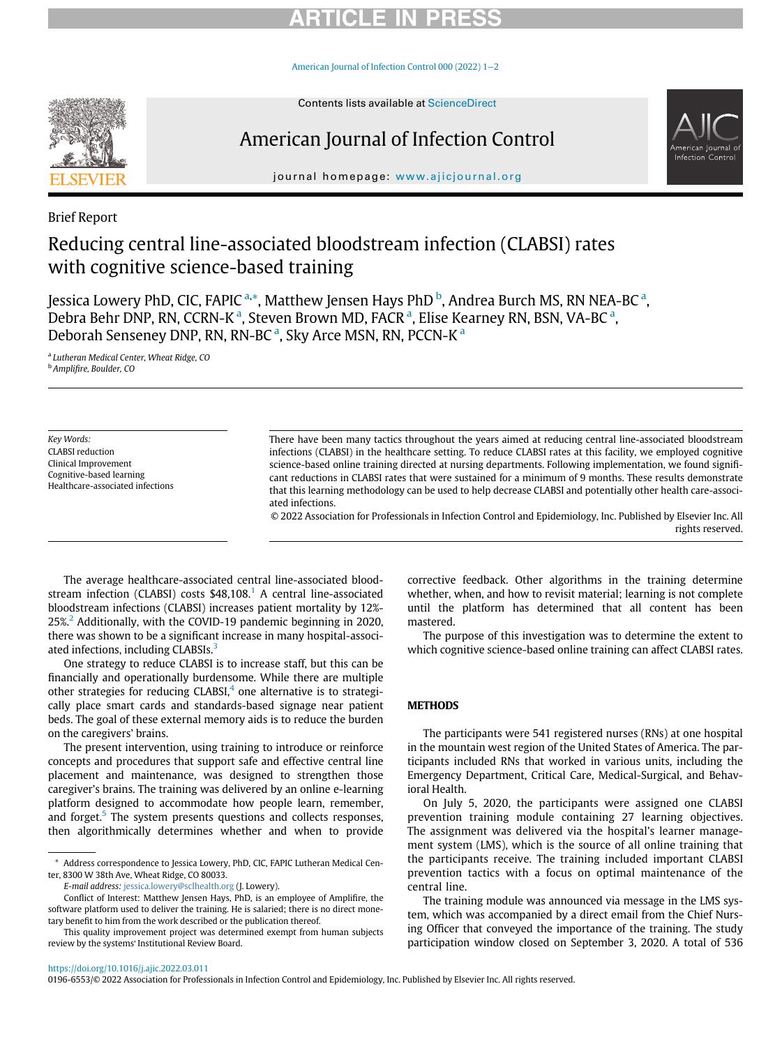Brief Report

# Reducing central line-associated bloodstream infection (CLABSI) rates with cognitive science-based training

Jessica Lowery PhD, CIC, FAPIC [a,*], Matthew Jensen Hays PhD [b], Andrea Burch MS, RN NEA-BC [a], Debra Behr DNP, RN, CCRN-K [a], Steven Brown MD, FACR [a], Elise Kearney RN, BSN, VA-BC [a], Deborah Senseney DNP, RN, RN-BC [a], Sky Arce MSN, RN, PCCN-K [a]

[a] *Lutheran Medical Center, Wheat Ridge, CO*
[b] *Amplifire, Boulder, CO*

*Key Words:*
CLABSI reduction
Clinical Improvement
Cognitive-based learning
Healthcare-associated infections

There have been many tactics throughout the years aimed at reducing central line-associated bloodstream infections (CLABSI) in the healthcare setting. To reduce CLABSI rates at this facility, we employed cognitive science-based online training directed at nursing departments. Following implementation, we found significant reductions in CLABSI rates that were sustained for a minimum of 9 months. These results demonstrate that this learning methodology can be used to help decrease CLABSI and potentially other health care-associated infections.

© 2022 Association for Professionals in Infection Control and Epidemiology, Inc. Published by Elsevier Inc. All rights reserved.

The average healthcare-associated central line-associated bloodstream infection (CLABSI) costs $48,108.[1] A central line-associated bloodstream infections (CLABSI) increases patient mortality by 12%-25%.[2] Additionally, with the COVID-19 pandemic beginning in 2020, there was shown to be a significant increase in many hospital-associated infections, including CLABSIs.[3]

One strategy to reduce CLABSI is to increase staff, but this can be financially and operationally burdensome. While there are multiple other strategies for reducing CLABSI,[4] one alternative is to strategically place smart cards and standards-based signage near patient beds. The goal of these external memory aids is to reduce the burden on the caregivers' brains.

The present intervention, using training to introduce or reinforce concepts and procedures that support safe and effective central line placement and maintenance, was designed to strengthen those caregiver's brains. The training was delivered by an online e-learning platform designed to accommodate how people learn, remember, and forget.[5] The system presents questions and collects responses, then algorithmically determines whether and when to provide corrective feedback. Other algorithms in the training determine whether, when, and how to revisit material; learning is not complete until the platform has determined that all content has been mastered.

The purpose of this investigation was to determine the extent to which cognitive science-based online training can affect CLABSI rates.

## METHODS

The participants were 541 registered nurses (RNs) at one hospital in the mountain west region of the United States of America. The participants included RNs that worked in various units, including the Emergency Department, Critical Care, Medical-Surgical, and Behavioral Health.

On July 5, 2020, the participants were assigned one CLABSI prevention training module containing 27 learning objectives. The assignment was delivered via the hospital's learner management system (LMS), which is the source of all online training that the participants receive. The training included important CLABSI prevention tactics with a focus on optimal maintenance of the central line.

The training module was announced via message in the LMS system, which was accompanied by a direct email from the Chief Nursing Officer that conveyed the importance of the training. The study participation window closed on September 3, 2020. A total of 536

\* Address correspondence to Jessica Lowery, PhD, CIC, FAPIC Lutheran Medical Center, 8300 W 38th Ave, Wheat Ridge, CO 80033.

*E-mail address:* jessica.lowery@sclhealth.org (J. Lowery).

Conflict of Interest: Matthew Jensen Hays, PhD, is an employee of Amplifire, the software platform used to deliver the training. He is salaried; there is no direct monetary benefit to him from the work described or the publication thereof.

This quality improvement project was determined exempt from human subjects review by the systems' Institutional Review Board.

https://doi.org/10.1016/j.ajic.2022.03.011
0196-6553/© 2022 Association for Professionals in Infection Control and Epidemiology, Inc. Published by Elsevier Inc. All rights reserved.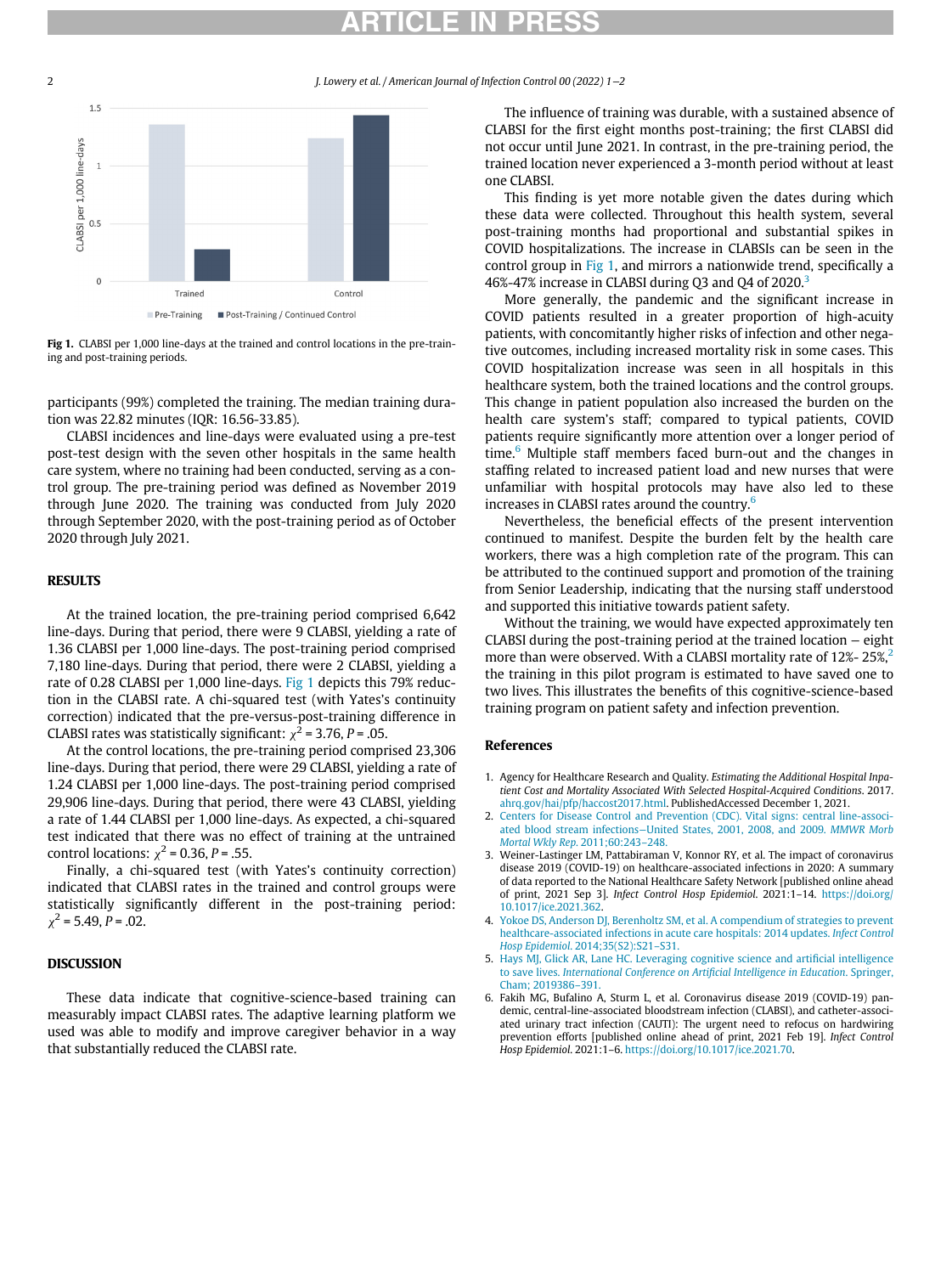1.5

1

0.5

0

CLABSI per 1,000 line-days

Trained

Control

Pre-Training

Post-Training / Continued Control

**Fig 1.** CLABSI per 1,000 line-days at the trained and control locations in the pre-training and post-training periods.

participants (99%) completed the training. The median training duration was 22.82 minutes (IQR: 16.56-33.85).

CLABSI incidences and line-days were evaluated using a pre-test post-test design with the seven other hospitals in the same health care system, where no training had been conducted, serving as a control group. The pre-training period was defined as November 2019 through June 2020. The training was conducted from July 2020 through September 2020, with the post-training period as of October 2020 through July 2021.

## RESULTS

At the trained location, the pre-training period comprised 6,642 line-days. During that period, there were 9 CLABSI, yielding a rate of 1.36 CLABSI per 1,000 line-days. The post-training period comprised 7,180 line-days. During that period, there were 2 CLABSI, yielding a rate of 0.28 CLABSI per 1,000 line-days. Fig 1 depicts this 79% reduction in the CLABSI rate. A chi-squared test (with Yates's continuity correction) indicated that the pre-versus-post-training difference in CLABSI rates was statistically significant: $\chi^2 = 3.76$, $P = .05$.

At the control locations, the pre-training period comprised 23,306 line-days. During that period, there were 29 CLABSI, yielding a rate of 1.24 CLABSI per 1,000 line-days. The post-training period comprised 29,906 line-days. During that period, there were 43 CLABSI, yielding a rate of 1.44 CLABSI per 1,000 line-days. As expected, a chi-squared test indicated that there was no effect of training at the untrained control locations: $\chi^2 = 0.36$, $P = .55$.

Finally, a chi-squared test (with Yates's continuity correction) indicated that CLABSI rates in the trained and control groups were statistically significantly different in the post-training period: $\chi^2 = 5.49$, $P = .02$.

## DISCUSSION

These data indicate that cognitive-science-based training can measurably impact CLABSI rates. The adaptive learning platform we used was able to modify and improve caregiver behavior in a way that substantially reduced the CLABSI rate.

The influence of training was durable, with a sustained absence of CLABSI for the first eight months post-training; the first CLABSI did not occur until June 2021. In contrast, in the pre-training period, the trained location never experienced a 3-month period without at least one CLABSI.

This finding is yet more notable given the dates during which these data were collected. Throughout this health system, several post-training months had proportional and substantial spikes in COVID hospitalizations. The increase in CLABSIs can be seen in the control group in Fig 1, and mirrors a nationwide trend, specifically a 46%-47% increase in CLABSI during Q3 and Q4 of 2020.[3]

More generally, the pandemic and the significant increase in COVID patients resulted in a greater proportion of high-acuity patients, with concomitantly higher risks of infection and other negative outcomes, including increased mortality risk in some cases. This COVID hospitalization increase was seen in all hospitals in this healthcare system, both the trained locations and the control groups. This change in patient population also increased the burden on the health care system's staff; compared to typical patients, COVID patients require significantly more attention over a longer period of time.[6] Multiple staff members faced burn-out and the changes in staffing related to increased patient load and new nurses that were unfamiliar with hospital protocols may have also led to these increases in CLABSI rates around the country.[6]

Nevertheless, the beneficial effects of the present intervention continued to manifest. Despite the burden felt by the health care workers, there was a high completion rate of the program. This can be attributed to the continued support and promotion of the training from Senior Leadership, indicating that the nursing staff understood and supported this initiative towards patient safety.

Without the training, we would have expected approximately ten CLABSI during the post-training period at the trained location – eight more than were observed. With a CLABSI mortality rate of 12%- 25%,[2] the training in this pilot program is estimated to have saved one to two lives. This illustrates the benefits of this cognitive-science-based training program on patient safety and infection prevention.

## References

1. Agency for Healthcare Research and Quality. *Estimating the Additional Hospital Inpatient Cost and Mortality Associated With Selected Hospital-Acquired Conditions*. 2017. ahrq.gov/hai/pfp/haccost2017.html. PublishedAccessed December 1, 2021.
2. Centers for Disease Control and Prevention (CDC). Vital signs: central line-associated blood stream infections–United States, 2001, 2008, and 2009. *MMWR Morb Mortal Wkly Rep*. 2011;60:243–248.
3. Weiner-Lastinger LM, Pattabiraman V, Konnor RY, et al. The impact of coronavirus disease 2019 (COVID-19) on healthcare-associated infections in 2020: A summary of data reported to the National Healthcare Safety Network [published online ahead of print, 2021 Sep 3]. *Infect Control Hosp Epidemiol*. 2021:1–14. https://doi.org/10.1017/ice.2021.362.
4. Yokoe DS, Anderson DJ, Berenholtz SM, et al. A compendium of strategies to prevent healthcare-associated infections in acute care hospitals: 2014 updates. *Infect Control Hosp Epidemiol*. 2014;35(S2):S21–S31.
5. Hays MJ, Glick AR, Lane HC. Leveraging cognitive science and artificial intelligence to save lives. *International Conference on Artificial Intelligence in Education*. Springer, Cham; 2019386–391.
6. Fakih MG, Bufalino A, Sturm L, et al. Coronavirus disease 2019 (COVID-19) pandemic, central-line-associated bloodstream infection (CLABSI), and catheter-associated urinary tract infection (CAUTI): The urgent need to refocus on hardwiring prevention efforts [published online ahead of print, 2021 Feb 19]. *Infect Control Hosp Epidemiol*. 2021:1–6. https://doi.org/10.1017/ice.2021.70.